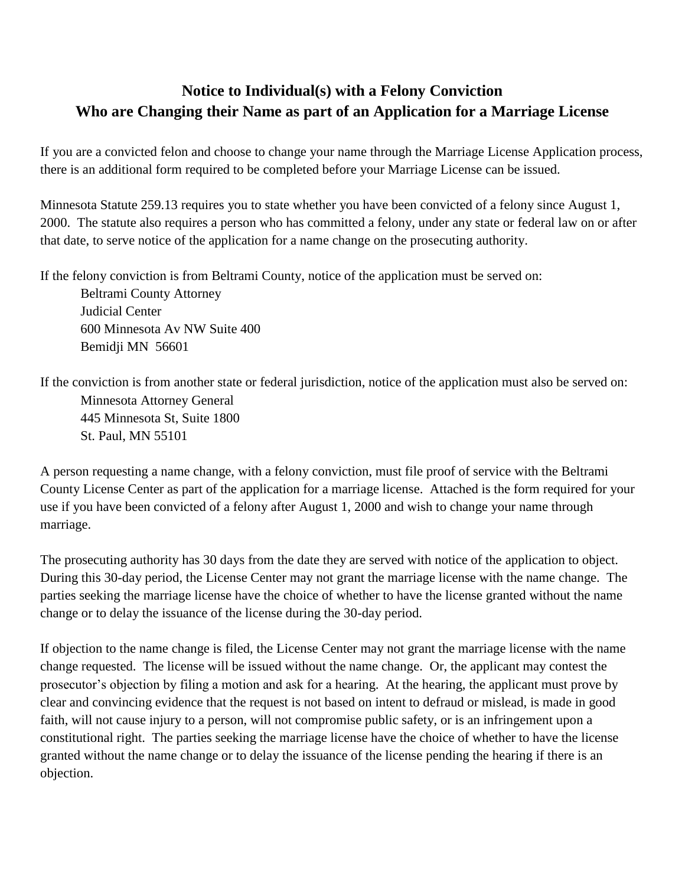# Notice to Individual(s) with a Felony Conviction Who are Changing their Name as part of an Application for a Marriage License

If you are a convicted felon and choose to change your name through the Marriage License Application process, there is an additional form required to be completed before your Marriage License can be issued.

Minnesota Statute 259.13 requires you to state whether you have been convicted of a felony since August 1, 2000. The statute also requires a person who has committed a felony, under any state or federal law on or after that date, to serve notice of the application for a name change on the prosecuting authority.

If the felony conviction is from Beltrami County, notice of the application must be served on:

Beltrami County Attorney
Judicial Center
600 Minnesota Av NW Suite 400
Bemidji MN 56601

If the conviction is from another state or federal jurisdiction, notice of the application must also be served on:

Minnesota Attorney General
445 Minnesota St, Suite 1800
St. Paul, MN 55101

A person requesting a name change, with a felony conviction, must file proof of service with the Beltrami County License Center as part of the application for a marriage license. Attached is the form required for your use if you have been convicted of a felony after August 1, 2000 and wish to change your name through marriage.

The prosecuting authority has 30 days from the date they are served with notice of the application to object. During this 30-day period, the License Center may not grant the marriage license with the name change. The parties seeking the marriage license have the choice of whether to have the license granted without the name change or to delay the issuance of the license during the 30-day period.

If objection to the name change is filed, the License Center may not grant the marriage license with the name change requested. The license will be issued without the name change. Or, the applicant may contest the prosecutor's objection by filing a motion and ask for a hearing. At the hearing, the applicant must prove by clear and convincing evidence that the request is not based on intent to defraud or mislead, is made in good faith, will not cause injury to a person, will not compromise public safety, or is an infringement upon a constitutional right. The parties seeking the marriage license have the choice of whether to have the license granted without the name change or to delay the issuance of the license pending the hearing if there is an objection.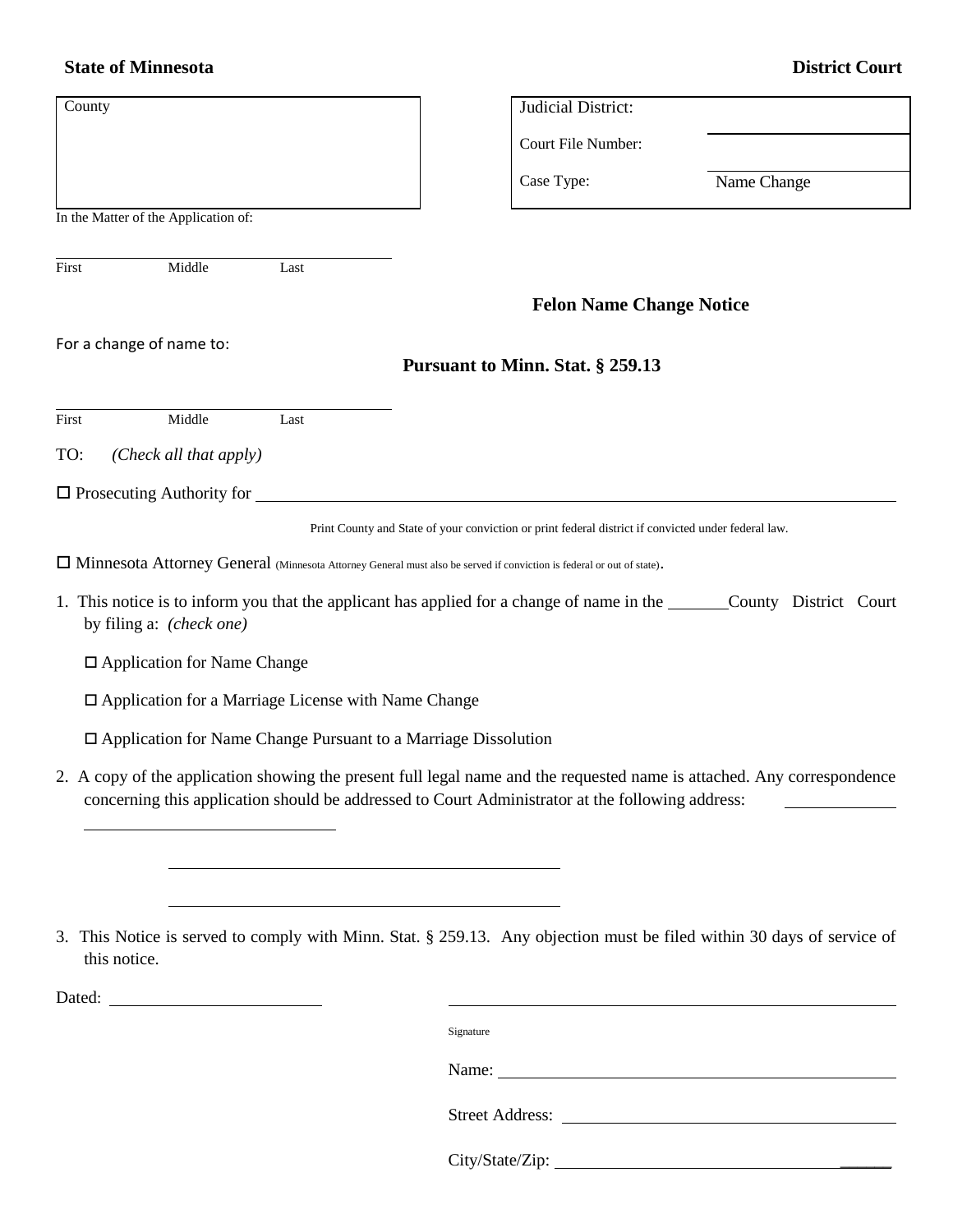**State of Minnesota** **District Court**

| | |
|---|---|
| County | Judicial District: |
| | Court File Number: |
| | Case Type: Name Change |

In the Matter of the Application of:

_______________________________
First Middle Last

## Felon Name Change Notice

For a change of name to:

### Pursuant to Minn. Stat. § 259.13

_______________________________
First Middle Last

TO: *(Check all that apply)*

☐ Prosecuting Authority for _______________________________

Print County and State of your conviction or print federal district if convicted under federal law.

☐ Minnesota Attorney General (Minnesota Attorney General must also be served if conviction is federal or out of state).

1. This notice is to inform you that the applicant has applied for a change of name in the _______ County District Court by filing a: *(check one)*

   ☐ Application for Name Change

   ☐ Application for a Marriage License with Name Change

   ☐ Application for Name Change Pursuant to a Marriage Dissolution

2. A copy of the application showing the present full legal name and the requested name is attached. Any correspondence concerning this application should be addressed to Court Administrator at the following address: _______________

   _______________________________

   _______________________________

   _______________________________

3. This Notice is served to comply with Minn. Stat. § 259.13. Any objection must be filed within 30 days of service of this notice.

Dated: _______________________

_______________________________
Signature

Name: _______________________________

Street Address: _______________________________

City/State/Zip: _______________________________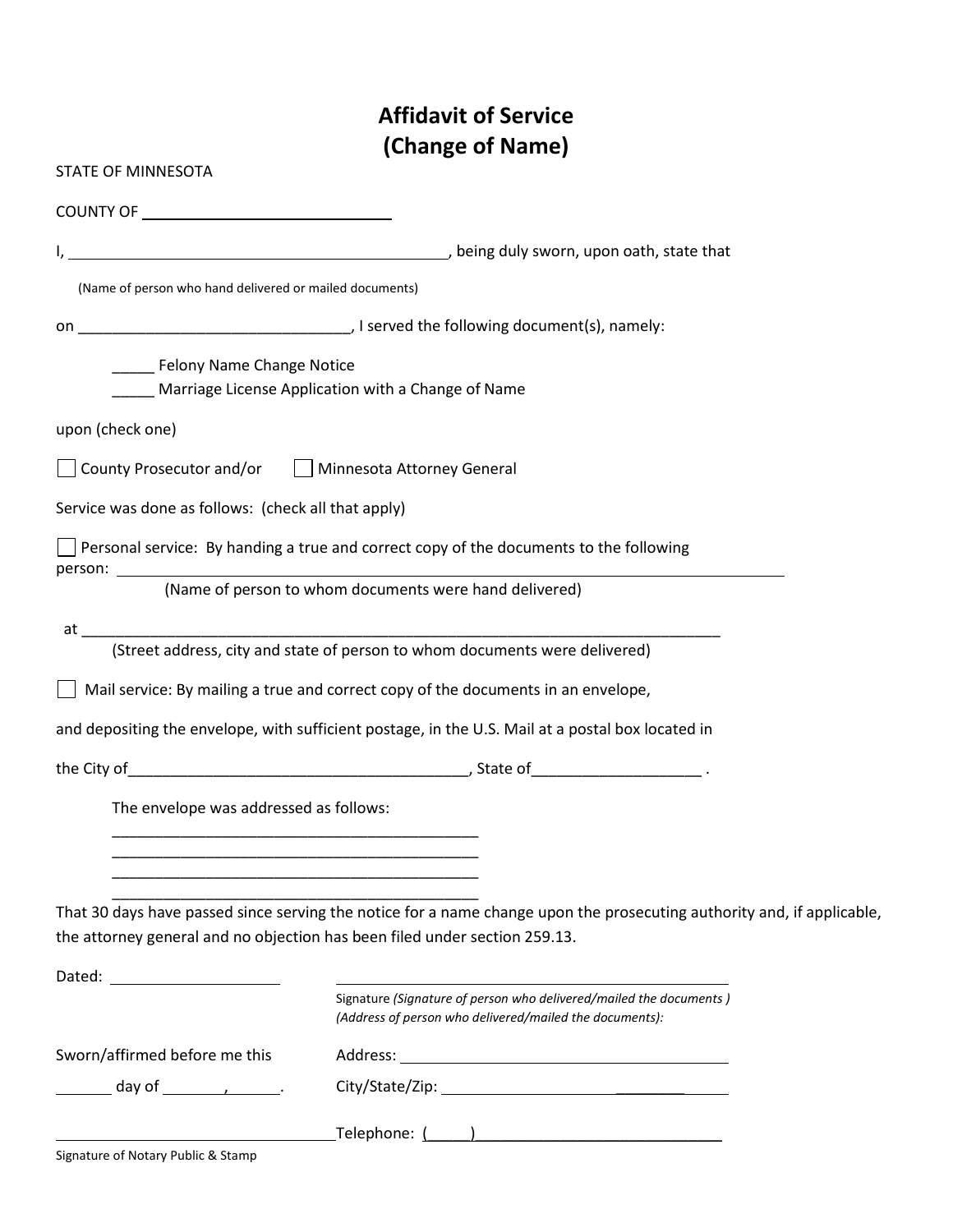# Affidavit of Service
# (Change of Name)

STATE OF MINNESOTA

COUNTY OF ______________________________

I, ____________________________________________, being duly sworn, upon oath, state that

(Name of person who hand delivered or mailed documents)

on ________________________________, I served the following document(s), namely:

_____ Felony Name Change Notice
_____ Marriage License Application with a Change of Name

upon (check one)

☐ County Prosecutor and/or ☐ Minnesota Attorney General

Service was done as follows: (check all that apply)

☐ Personal service: By handing a true and correct copy of the documents to the following person: ____________________________________________________________________________

(Name of person to whom documents were hand delivered)

at ____________________________________________________________________________

(Street address, city and state of person to whom documents were delivered)

☐ Mail service: By mailing a true and correct copy of the documents in an envelope,

and depositing the envelope, with sufficient postage, in the U.S. Mail at a postal box located in

the City of________________________________________, State of____________________ .

The envelope was addressed as follows:

_____________________________________________
_____________________________________________
_____________________________________________
_____________________________________________

That 30 days have passed since serving the notice for a name change upon the prosecuting authority and, if applicable, the attorney general and no objection has been filed under section 259.13.

Dated: ____________________

____________________________________________
Signature *(Signature of person who delivered/mailed the documents )*
*(Address of person who delivered/mailed the documents):*

Sworn/affirmed before me this

_______ day of ________, ______.

Address: ____________________________________

City/State/Zip: ______________________________

____________________________________

Signature of Notary Public & Stamp

Telephone: (_____)______________________________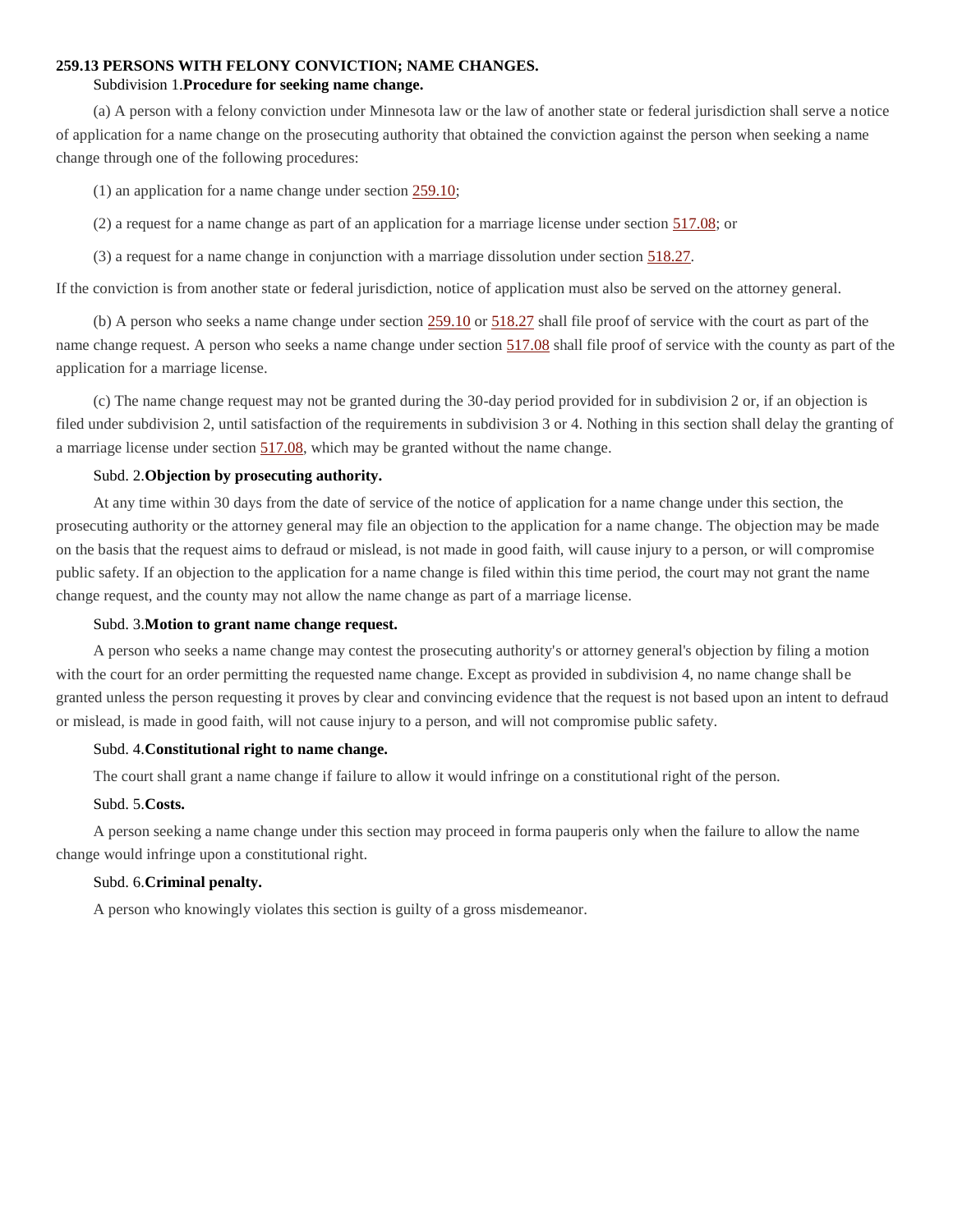**259.13 PERSONS WITH FELONY CONVICTION; NAME CHANGES.**

Subdivision 1.**Procedure for seeking name change.**

(a) A person with a felony conviction under Minnesota law or the law of another state or federal jurisdiction shall serve a notice of application for a name change on the prosecuting authority that obtained the conviction against the person when seeking a name change through one of the following procedures:

(1) an application for a name change under section 259.10;

(2) a request for a name change as part of an application for a marriage license under section 517.08; or

(3) a request for a name change in conjunction with a marriage dissolution under section 518.27.

If the conviction is from another state or federal jurisdiction, notice of application must also be served on the attorney general.

(b) A person who seeks a name change under section 259.10 or 518.27 shall file proof of service with the court as part of the name change request. A person who seeks a name change under section 517.08 shall file proof of service with the county as part of the application for a marriage license.

(c) The name change request may not be granted during the 30-day period provided for in subdivision 2 or, if an objection is filed under subdivision 2, until satisfaction of the requirements in subdivision 3 or 4. Nothing in this section shall delay the granting of a marriage license under section 517.08, which may be granted without the name change.

Subd. 2.**Objection by prosecuting authority.**

At any time within 30 days from the date of service of the notice of application for a name change under this section, the prosecuting authority or the attorney general may file an objection to the application for a name change. The objection may be made on the basis that the request aims to defraud or mislead, is not made in good faith, will cause injury to a person, or will compromise public safety. If an objection to the application for a name change is filed within this time period, the court may not grant the name change request, and the county may not allow the name change as part of a marriage license.

Subd. 3.**Motion to grant name change request.**

A person who seeks a name change may contest the prosecuting authority's or attorney general's objection by filing a motion with the court for an order permitting the requested name change. Except as provided in subdivision 4, no name change shall be granted unless the person requesting it proves by clear and convincing evidence that the request is not based upon an intent to defraud or mislead, is made in good faith, will not cause injury to a person, and will not compromise public safety.

Subd. 4.**Constitutional right to name change.**

The court shall grant a name change if failure to allow it would infringe on a constitutional right of the person.

Subd. 5.**Costs.**

A person seeking a name change under this section may proceed in forma pauperis only when the failure to allow the name change would infringe upon a constitutional right.

Subd. 6.**Criminal penalty.**

A person who knowingly violates this section is guilty of a gross misdemeanor.